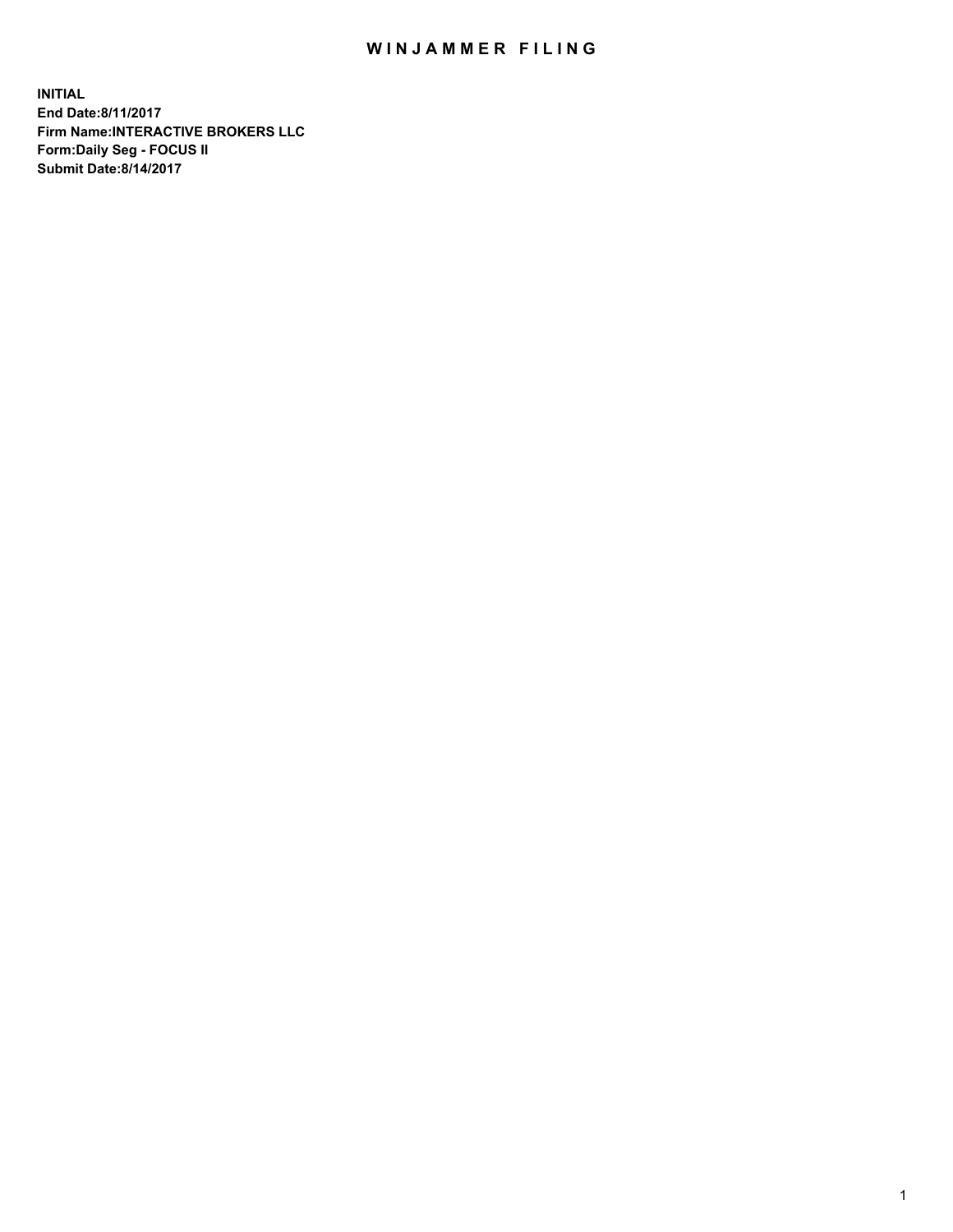# WINJAMMER FILING

**INITIAL**
**End Date:8/11/2017**
**Firm Name:INTERACTIVE BROKERS LLC**
**Form:Daily Seg - FOCUS II**
**Submit Date:8/14/2017**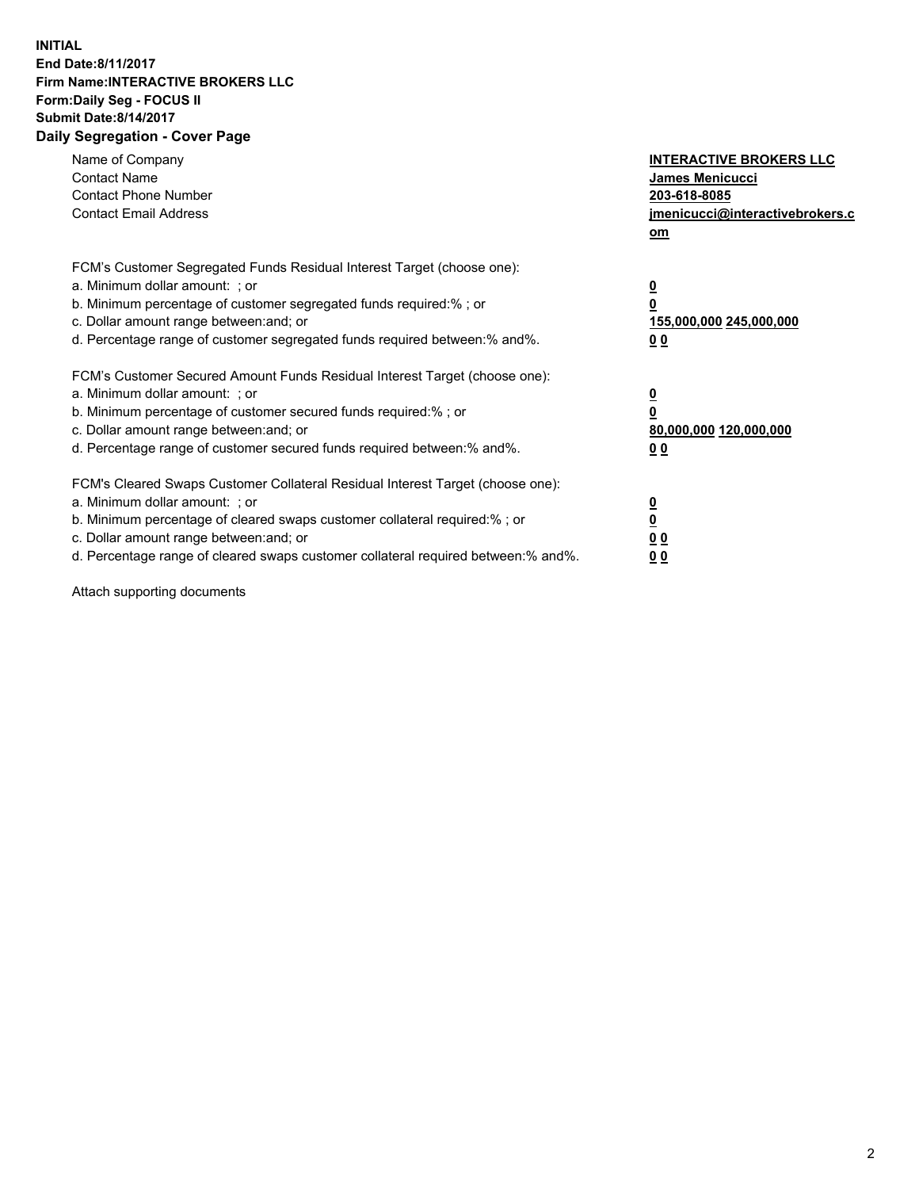**INITIAL**
**End Date:8/11/2017**
**Firm Name:INTERACTIVE BROKERS LLC**
**Form:Daily Seg - FOCUS II**
**Submit Date:8/14/2017**
**Daily Segregation - Cover Page**

| | |
|---|---|
| Name of Company | **INTERACTIVE BROKERS LLC** |
| Contact Name | **James Menicucci** |
| Contact Phone Number | **203-618-8085** |
| Contact Email Address | **jmenicucci@interactivebrokers.com** |

FCM's Customer Segregated Funds Residual Interest Target (choose one):

| | |
|---|---|
| a. Minimum dollar amount: ; or | **0** |
| b. Minimum percentage of customer segregated funds required:% ; or | **0** |
| c. Dollar amount range between:and; or | **155,000,000 245,000,000** |
| d. Percentage range of customer segregated funds required between:% and%. | **0 0** |

FCM's Customer Secured Amount Funds Residual Interest Target (choose one):

| | |
|---|---|
| a. Minimum dollar amount: ; or | **0** |
| b. Minimum percentage of customer secured funds required:% ; or | **0** |
| c. Dollar amount range between:and; or | **80,000,000 120,000,000** |
| d. Percentage range of customer secured funds required between:% and%. | **0 0** |

FCM's Cleared Swaps Customer Collateral Residual Interest Target (choose one):

| | |
|---|---|
| a. Minimum dollar amount: ; or | **0** |
| b. Minimum percentage of cleared swaps customer collateral required:% ; or | **0** |
| c. Dollar amount range between:and; or | **0 0** |
| d. Percentage range of cleared swaps customer collateral required between:% and%. | **0 0** |

Attach supporting documents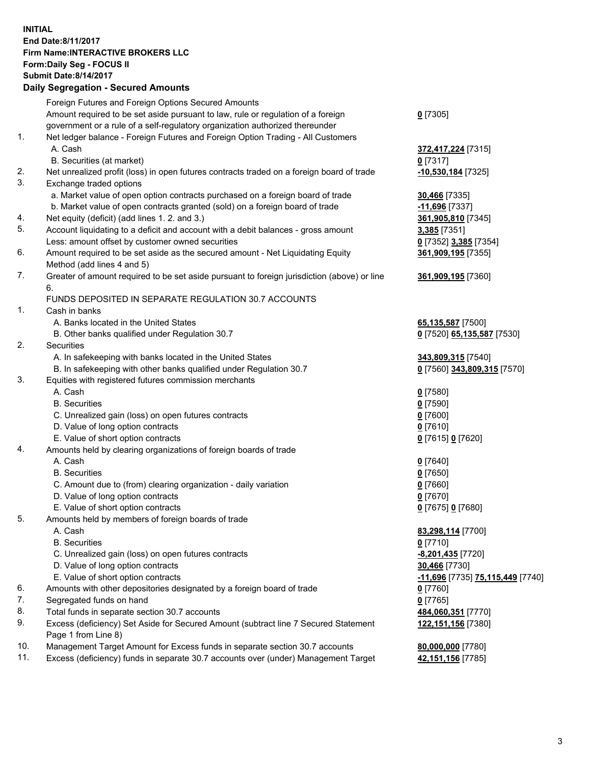**INITIAL**
**End Date:8/11/2017**
**Firm Name:INTERACTIVE BROKERS LLC**
**Form:Daily Seg - FOCUS II**
**Submit Date:8/14/2017**
**Daily Segregation - Secured Amounts**

| | | |
|---|---|---|
| | Foreign Futures and Foreign Options Secured Amounts | |
| | Amount required to be set aside pursuant to law, rule or regulation of a foreign government or a rule of a self-regulatory organization authorized thereunder | **0** [7305] |
| 1. | Net ledger balance - Foreign Futures and Foreign Option Trading - All Customers | |
| | A. Cash | **372,417,224** [7315] |
| | B. Securities (at market) | **0** [7317] |
| 2. | Net unrealized profit (loss) in open futures contracts traded on a foreign board of trade | **-10,530,184** [7325] |
| 3. | Exchange traded options | |
| | a. Market value of open option contracts purchased on a foreign board of trade | **30,466** [7335] |
| | b. Market value of open contracts granted (sold) on a foreign board of trade | **-11,696** [7337] |
| 4. | Net equity (deficit) (add lines 1. 2. and 3.) | **361,905,810** [7345] |
| 5. | Account liquidating to a deficit and account with a debit balances - gross amount | **3,385** [7351] |
| | Less: amount offset by customer owned securities | **0** [7352] **3,385** [7354] |
| 6. | Amount required to be set aside as the secured amount - Net Liquidating Equity Method (add lines 4 and 5) | **361,909,195** [7355] |
| 7. | Greater of amount required to be set aside pursuant to foreign jurisdiction (above) or line 6. | **361,909,195** [7360] |
| | FUNDS DEPOSITED IN SEPARATE REGULATION 30.7 ACCOUNTS | |
| 1. | Cash in banks | |
| | A. Banks located in the United States | **65,135,587** [7500] |
| | B. Other banks qualified under Regulation 30.7 | **0** [7520] **65,135,587** [7530] |
| 2. | Securities | |
| | A. In safekeeping with banks located in the United States | **343,809,315** [7540] |
| | B. In safekeeping with other banks qualified under Regulation 30.7 | **0** [7560] **343,809,315** [7570] |
| 3. | Equities with registered futures commission merchants | |
| | A. Cash | **0** [7580] |
| | B. Securities | **0** [7590] |
| | C. Unrealized gain (loss) on open futures contracts | **0** [7600] |
| | D. Value of long option contracts | **0** [7610] |
| | E. Value of short option contracts | **0** [7615] **0** [7620] |
| 4. | Amounts held by clearing organizations of foreign boards of trade | |
| | A. Cash | **0** [7640] |
| | B. Securities | **0** [7650] |
| | C. Amount due to (from) clearing organization - daily variation | **0** [7660] |
| | D. Value of long option contracts | **0** [7670] |
| | E. Value of short option contracts | **0** [7675] **0** [7680] |
| 5. | Amounts held by members of foreign boards of trade | |
| | A. Cash | **83,298,114** [7700] |
| | B. Securities | **0** [7710] |
| | C. Unrealized gain (loss) on open futures contracts | **-8,201,435** [7720] |
| | D. Value of long option contracts | **30,466** [7730] |
| | E. Value of short option contracts | **-11,696** [7735] **75,115,449** [7740] |
| 6. | Amounts with other depositories designated by a foreign board of trade | **0** [7760] |
| 7. | Segregated funds on hand | **0** [7765] |
| 8. | Total funds in separate section 30.7 accounts | **484,060,351** [7770] |
| 9. | Excess (deficiency) Set Aside for Secured Amount (subtract line 7 Secured Statement Page 1 from Line 8) | **122,151,156** [7380] |
| 10. | Management Target Amount for Excess funds in separate section 30.7 accounts | **80,000,000** [7780] |
| 11. | Excess (deficiency) funds in separate 30.7 accounts over (under) Management Target | **42,151,156** [7785] |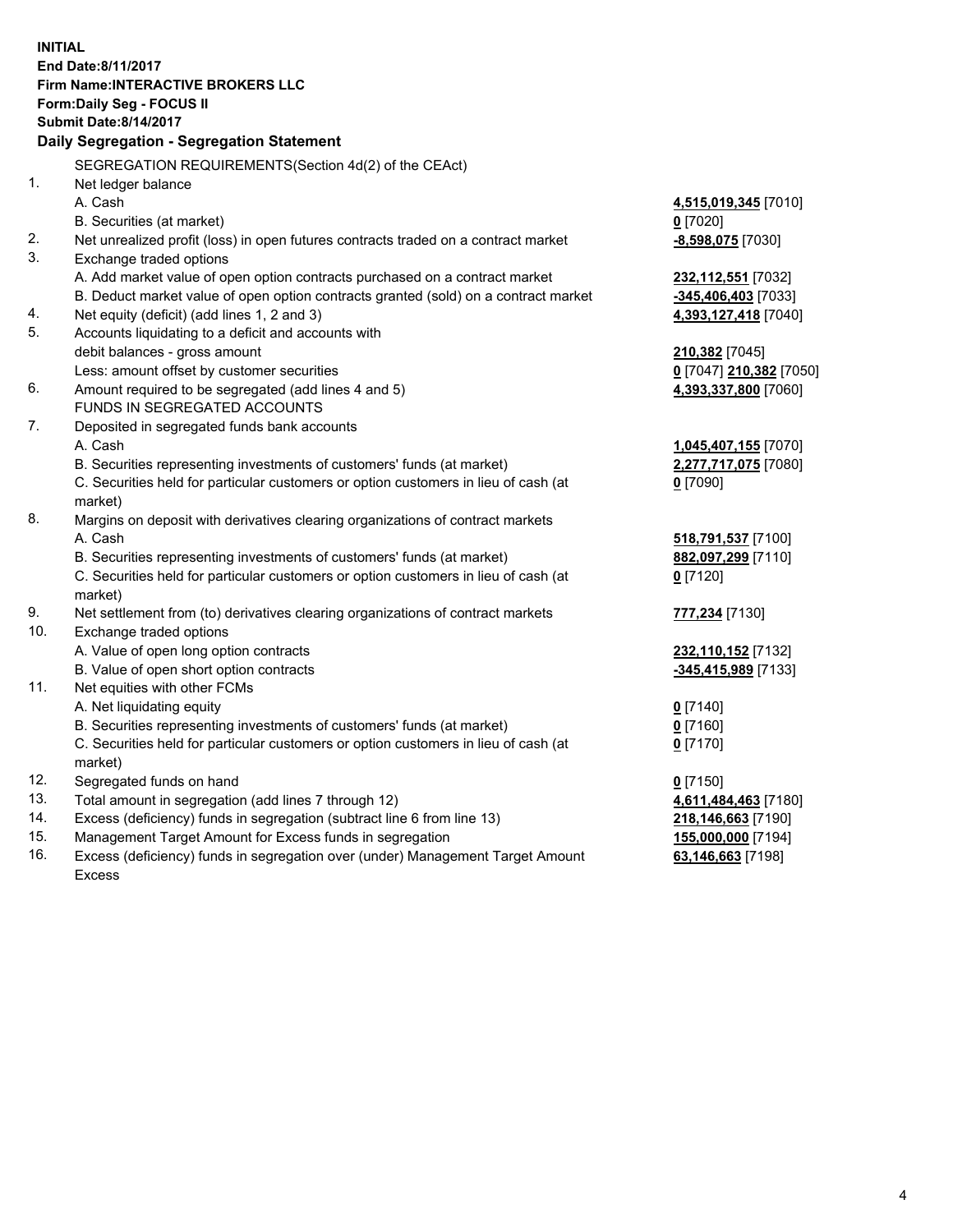**INITIAL**
**End Date:8/11/2017**
**Firm Name:INTERACTIVE BROKERS LLC**
**Form:Daily Seg - FOCUS II**
**Submit Date:8/14/2017**

## Daily Segregation - Segregation Statement

SEGREGATION REQUIREMENTS(Section 4d(2) of the CEAct)

| | | |
|---|---|---|
| 1. | Net ledger balance | |
| | A. Cash | **4,515,019,345** [7010] |
| | B. Securities (at market) | **0** [7020] |
| 2. | Net unrealized profit (loss) in open futures contracts traded on a contract market | **-8,598,075** [7030] |
| 3. | Exchange traded options | |
| | A. Add market value of open option contracts purchased on a contract market | **232,112,551** [7032] |
| | B. Deduct market value of open option contracts granted (sold) on a contract market | **-345,406,403** [7033] |
| 4. | Net equity (deficit) (add lines 1, 2 and 3) | **4,393,127,418** [7040] |
| 5. | Accounts liquidating to a deficit and accounts with | |
| | debit balances - gross amount | **210,382** [7045] |
| | Less: amount offset by customer securities | **0** [7047] **210,382** [7050] |
| 6. | Amount required to be segregated (add lines 4 and 5) | **4,393,337,800** [7060] |
| | FUNDS IN SEGREGATED ACCOUNTS | |
| 7. | Deposited in segregated funds bank accounts | |
| | A. Cash | **1,045,407,155** [7070] |
| | B. Securities representing investments of customers' funds (at market) | **2,277,717,075** [7080] |
| | C. Securities held for particular customers or option customers in lieu of cash (at market) | **0** [7090] |
| 8. | Margins on deposit with derivatives clearing organizations of contract markets | |
| | A. Cash | **518,791,537** [7100] |
| | B. Securities representing investments of customers' funds (at market) | **882,097,299** [7110] |
| | C. Securities held for particular customers or option customers in lieu of cash (at market) | **0** [7120] |
| 9. | Net settlement from (to) derivatives clearing organizations of contract markets | **777,234** [7130] |
| 10. | Exchange traded options | |
| | A. Value of open long option contracts | **232,110,152** [7132] |
| | B. Value of open short option contracts | **-345,415,989** [7133] |
| 11. | Net equities with other FCMs | |
| | A. Net liquidating equity | **0** [7140] |
| | B. Securities representing investments of customers' funds (at market) | **0** [7160] |
| | C. Securities held for particular customers or option customers in lieu of cash (at market) | **0** [7170] |
| 12. | Segregated funds on hand | **0** [7150] |
| 13. | Total amount in segregation (add lines 7 through 12) | **4,611,484,463** [7180] |
| 14. | Excess (deficiency) funds in segregation (subtract line 6 from line 13) | **218,146,663** [7190] |
| 15. | Management Target Amount for Excess funds in segregation | **155,000,000** [7194] |
| 16. | Excess (deficiency) funds in segregation over (under) Management Target Amount Excess | **63,146,663** [7198] |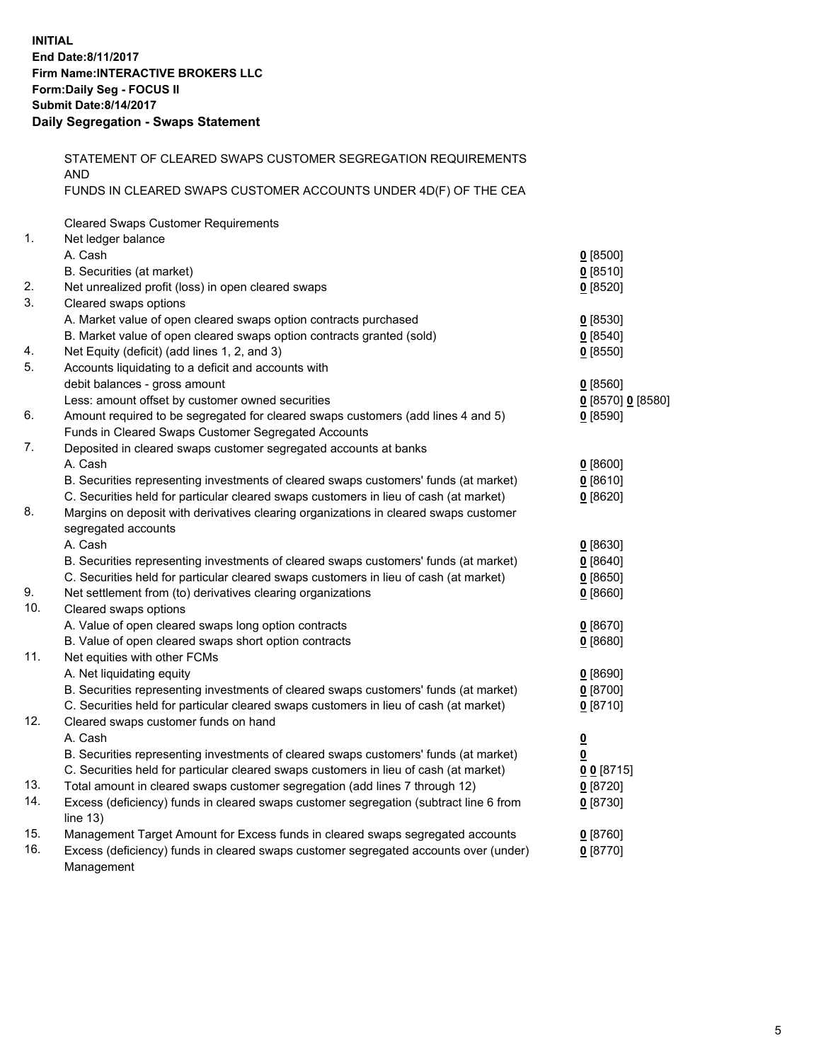**INITIAL**
**End Date:8/11/2017**
**Firm Name:INTERACTIVE BROKERS LLC**
**Form:Daily Seg - FOCUS II**
**Submit Date:8/14/2017**
**Daily Segregation - Swaps Statement**

STATEMENT OF CLEARED SWAPS CUSTOMER SEGREGATION REQUIREMENTS AND FUNDS IN CLEARED SWAPS CUSTOMER ACCOUNTS UNDER 4D(F) OF THE CEA

| | | |
|---|---|---|
| | Cleared Swaps Customer Requirements | |
| 1. | Net ledger balance | |
| | A. Cash | 0 [8500] |
| | B. Securities (at market) | 0 [8510] |
| 2. | Net unrealized profit (loss) in open cleared swaps | 0 [8520] |
| 3. | Cleared swaps options | |
| | A. Market value of open cleared swaps option contracts purchased | 0 [8530] |
| | B. Market value of open cleared swaps option contracts granted (sold) | 0 [8540] |
| 4. | Net Equity (deficit) (add lines 1, 2, and 3) | 0 [8550] |
| 5. | Accounts liquidating to a deficit and accounts with debit balances - gross amount | 0 [8560] |
| | Less: amount offset by customer owned securities | 0 [8570] 0 [8580] |
| 6. | Amount required to be segregated for cleared swaps customers (add lines 4 and 5) | 0 [8590] |
| | Funds in Cleared Swaps Customer Segregated Accounts | |
| 7. | Deposited in cleared swaps customer segregated accounts at banks | |
| | A. Cash | 0 [8600] |
| | B. Securities representing investments of cleared swaps customers' funds (at market) | 0 [8610] |
| | C. Securities held for particular cleared swaps customers in lieu of cash (at market) | 0 [8620] |
| 8. | Margins on deposit with derivatives clearing organizations in cleared swaps customer segregated accounts | |
| | A. Cash | 0 [8630] |
| | B. Securities representing investments of cleared swaps customers' funds (at market) | 0 [8640] |
| | C. Securities held for particular cleared swaps customers in lieu of cash (at market) | 0 [8650] |
| 9. | Net settlement from (to) derivatives clearing organizations | 0 [8660] |
| 10. | Cleared swaps options | |
| | A. Value of open cleared swaps long option contracts | 0 [8670] |
| | B. Value of open cleared swaps short option contracts | 0 [8680] |
| 11. | Net equities with other FCMs | |
| | A. Net liquidating equity | 0 [8690] |
| | B. Securities representing investments of cleared swaps customers' funds (at market) | 0 [8700] |
| | C. Securities held for particular cleared swaps customers in lieu of cash (at market) | 0 [8710] |
| 12. | Cleared swaps customer funds on hand | |
| | A. Cash | 0 |
| | B. Securities representing investments of cleared swaps customers' funds (at market) | 0 |
| | C. Securities held for particular cleared swaps customers in lieu of cash (at market) | 0 0 [8715] |
| 13. | Total amount in cleared swaps customer segregation (add lines 7 through 12) | 0 [8720] |
| 14. | Excess (deficiency) funds in cleared swaps customer segregation (subtract line 6 from line 13) | 0 [8730] |
| 15. | Management Target Amount for Excess funds in cleared swaps segregated accounts | 0 [8760] |
| 16. | Excess (deficiency) funds in cleared swaps customer segregated accounts over (under) Management | 0 [8770] |